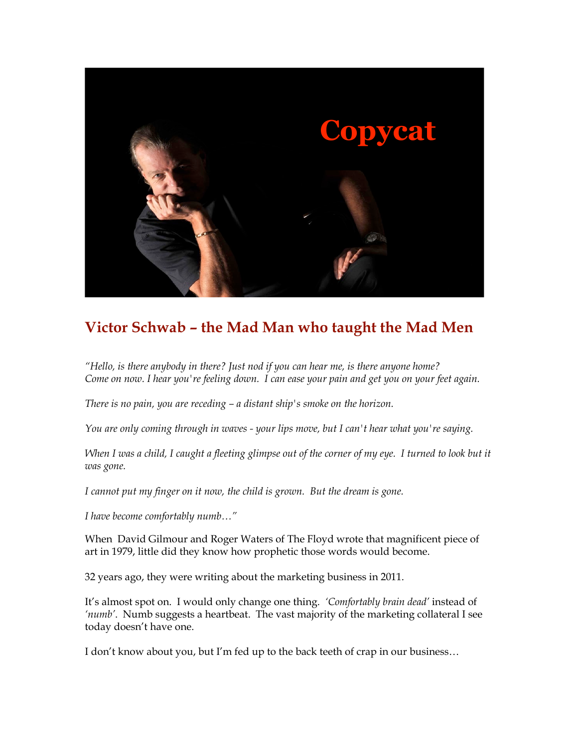Copycat

## Victor Schwab – the Mad Man who taught the Mad Men

*"Hello, is there anybody in there? Just nod if you can hear me, is there anyone home? Come on now. I hear you're feeling down. I can ease your pain and get you on your feet again.*

*There is no pain, you are receding – a distant ship's smoke on the horizon.*

*You are only coming through in waves - your lips move, but I can't hear what you're saying.*

*When I was a child, I caught a fleeting glimpse out of the corner of my eye. I turned to look but it was gone.*

*I cannot put my finger on it now, the child is grown. But the dream is gone.*

*I have become comfortably numb…"*

When David Gilmour and Roger Waters of The Floyd wrote that magnificent piece of art in 1979, little did they know how prophetic those words would become.

32 years ago, they were writing about the marketing business in 2011.

It's almost spot on. I would only change one thing. *'Comfortably brain dead'* instead of *'numb'*. Numb suggests a heartbeat. The vast majority of the marketing collateral I see today doesn't have one.

I don't know about you, but I'm fed up to the back teeth of crap in our business…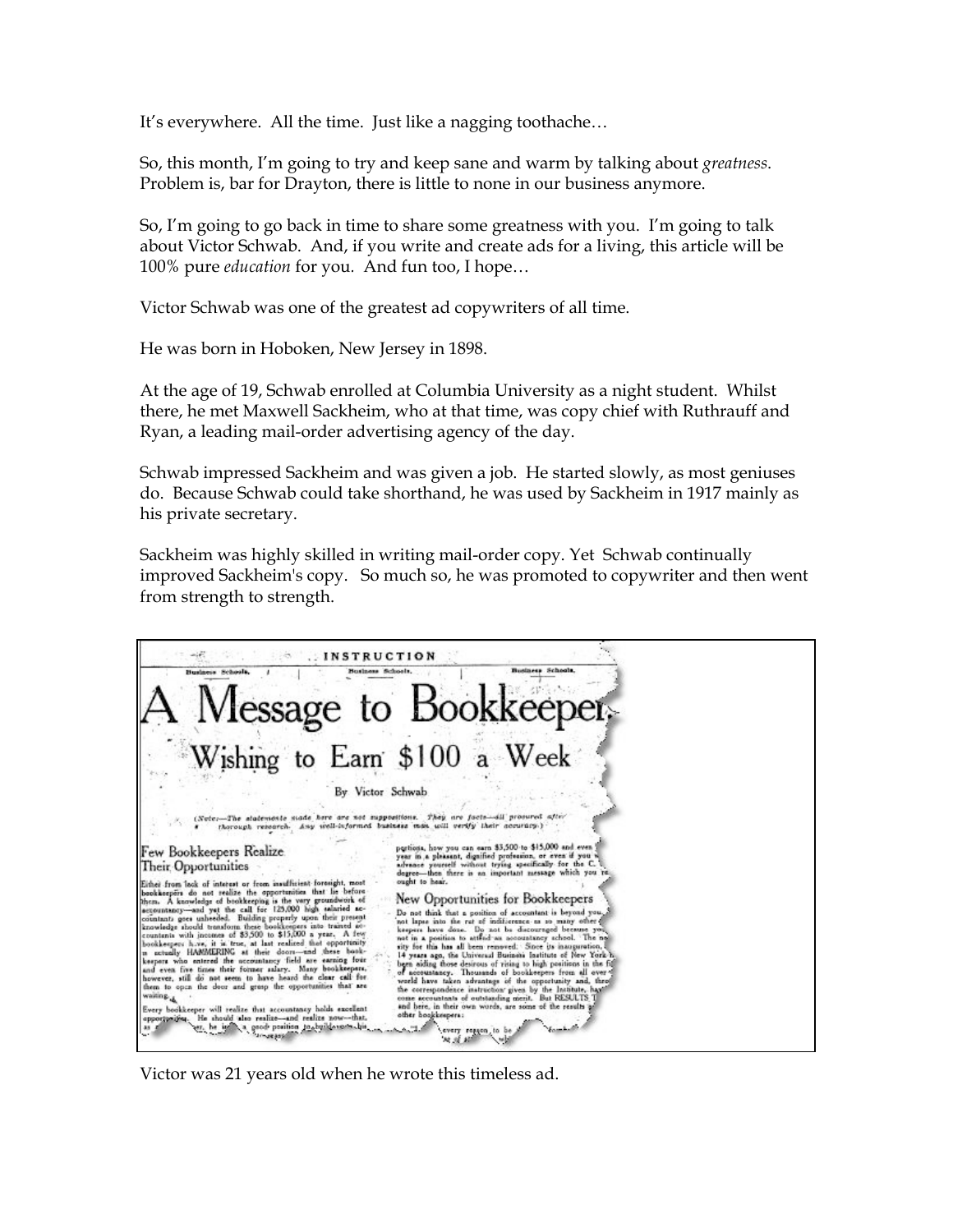It's everywhere. All the time. Just like a nagging toothache…

So, this month, I'm going to try and keep sane and warm by talking about *greatness*. Problem is, bar for Drayton, there is little to none in our business anymore.

So, I'm going to go back in time to share some greatness with you. I'm going to talk about Victor Schwab. And, if you write and create ads for a living, this article will be 100% pure *education* for you. And fun too, I hope…

Victor Schwab was one of the greatest ad copywriters of all time.

He was born in Hoboken, New Jersey in 1898.

At the age of 19, Schwab enrolled at Columbia University as a night student. Whilst there, he met Maxwell Sackheim, who at that time, was copy chief with Ruthrauff and Ryan, a leading mail-order advertising agency of the day.

Schwab impressed Sackheim and was given a job. He started slowly, as most geniuses do. Because Schwab could take shorthand, he was used by Sackheim in 1917 mainly as his private secretary.

Sackheim was highly skilled in writing mail-order copy. Yet Schwab continually improved Sackheim's copy. So much so, he was promoted to copywriter and then went from strength to strength.

INSTRUCTION

Business Schools. | Business Schools. | Business Schools.

# A Message to Bookkeepers Wishing to Earn $100 a Week

By Victor Schwab

(Note—The statements made here are not suppositions. They are facts—all procured after thorough research. Any well-informed business man will verify their accuracy.)

## Few Bookkeepers Realize Their Opportunities

Either from lack of interest or from insufficient foresight, most bookkeepers do not realize the opportunities that lie before them. A knowledge of bookkeeping is the very groundwork of accountancy—and yet the call for 125,000 high salaried accountants goes unheeded. Building properly upon their present knowledge should transform these bookkeepers into trained accountants with incomes of $3,500 to $15,000 a year. A few bookkeepers have, it is true, at last realized that opportunity is actually HAMMERING at their doors—and these bookkeepers who entered the accountancy field are earning four and even five times their former salary. Many bookkeepers, however, still do not seem to have heard the clear call for them to open the door and grasp the opportunities that are waiting.

Every bookkeeper will realize that accountancy holds excellent opportunities. He should also realize—and realize now—that, as a ...er, he is ... a good position to build ...

positions, how you can earn $3,500 to $15,000 and even ... year in a pleasant, dignified profession, or even if you w... advance yourself without trying specifically for the C. ... degree—then there is an important message which you ... ought to hear.

## New Opportunities for Bookkeepers

Do not think that a position of accountant is beyond you, ... not lapse into the rut of indifference as so many other ... keepers have done. Do not be discouraged because yo... not in a position to attend an accountancy school. The ne... sity for this has all been removed. Since its inauguration, ... 14 years ago, the Universal Business Institute of New York h... been aiding those desirous of rising to high positions in the fi... of accountancy. Thousands of bookkeepers from all over ... world have taken advantage of the opportunity and, thro... the correspondence instruction given by the Institute, hav... come accountants of outstanding merit. But RESULTS ... and here, in their own words, are some of the results ... other bookkeepers:

...every reason to be...

Victor was 21 years old when he wrote this timeless ad.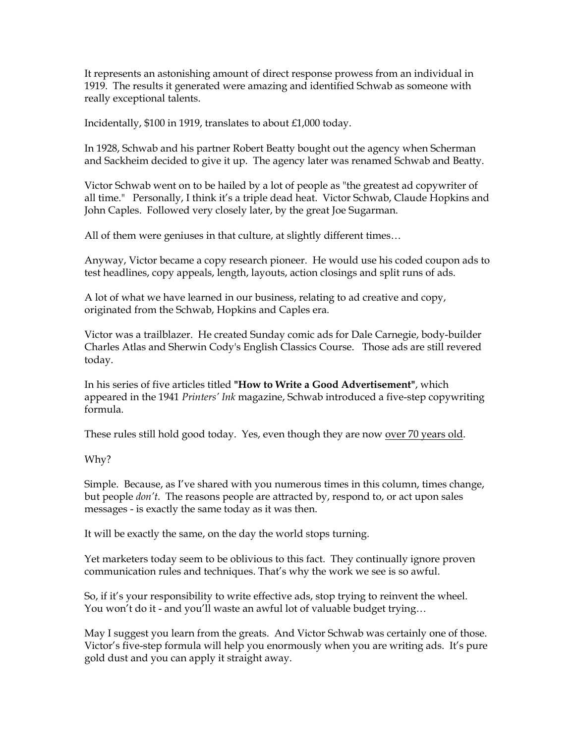It represents an astonishing amount of direct response prowess from an individual in 1919. The results it generated were amazing and identified Schwab as someone with really exceptional talents.

Incidentally, $100 in 1919, translates to about £1,000 today.

In 1928, Schwab and his partner Robert Beatty bought out the agency when Scherman and Sackheim decided to give it up. The agency later was renamed Schwab and Beatty.

Victor Schwab went on to be hailed by a lot of people as "the greatest ad copywriter of all time." Personally, I think it's a triple dead heat. Victor Schwab, Claude Hopkins and John Caples. Followed very closely later, by the great Joe Sugarman.

All of them were geniuses in that culture, at slightly different times…

Anyway, Victor became a copy research pioneer. He would use his coded coupon ads to test headlines, copy appeals, length, layouts, action closings and split runs of ads.

A lot of what we have learned in our business, relating to ad creative and copy, originated from the Schwab, Hopkins and Caples era.

Victor was a trailblazer. He created Sunday comic ads for Dale Carnegie, body-builder Charles Atlas and Sherwin Cody's English Classics Course. Those ads are still revered today.

In his series of five articles titled **"How to Write a Good Advertisement"**, which appeared in the 1941 *Printers' Ink* magazine, Schwab introduced a five-step copywriting formula.

These rules still hold good today. Yes, even though they are now <u>over 70 years old</u>.

Why?

Simple. Because, as I've shared with you numerous times in this column, times change, but people *don't*. The reasons people are attracted by, respond to, or act upon sales messages - is exactly the same today as it was then.

It will be exactly the same, on the day the world stops turning.

Yet marketers today seem to be oblivious to this fact. They continually ignore proven communication rules and techniques. That's why the work we see is so awful.

So, if it's your responsibility to write effective ads, stop trying to reinvent the wheel. You won't do it - and you'll waste an awful lot of valuable budget trying…

May I suggest you learn from the greats. And Victor Schwab was certainly one of those. Victor's five-step formula will help you enormously when you are writing ads. It's pure gold dust and you can apply it straight away.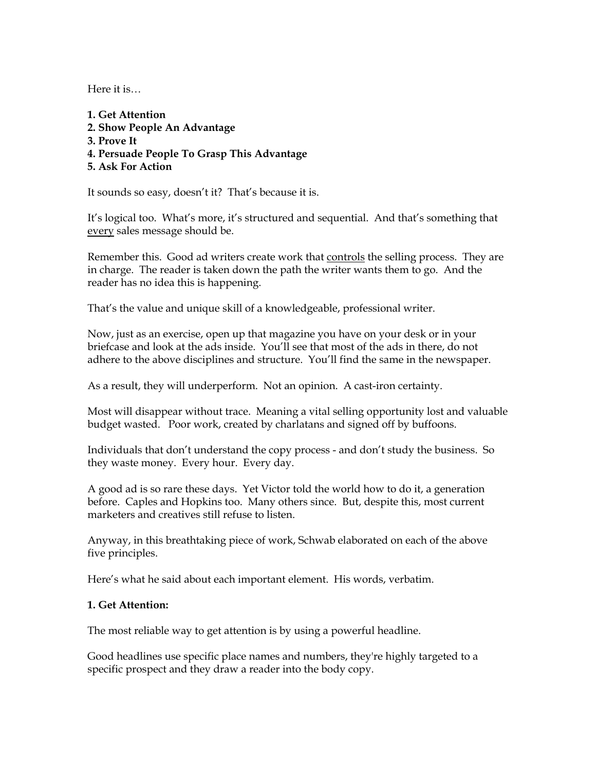Here it is…

**1. Get Attention**
**2. Show People An Advantage**
**3. Prove It**
**4. Persuade People To Grasp This Advantage**
**5. Ask For Action**

It sounds so easy, doesn't it? That's because it is.

It's logical too. What's more, it's structured and sequential. And that's something that <u>every</u> sales message should be.

Remember this. Good ad writers create work that <u>controls</u> the selling process. They are in charge. The reader is taken down the path the writer wants them to go. And the reader has no idea this is happening.

That's the value and unique skill of a knowledgeable, professional writer.

Now, just as an exercise, open up that magazine you have on your desk or in your briefcase and look at the ads inside. You'll see that most of the ads in there, do not adhere to the above disciplines and structure. You'll find the same in the newspaper.

As a result, they will underperform. Not an opinion. A cast-iron certainty.

Most will disappear without trace. Meaning a vital selling opportunity lost and valuable budget wasted. Poor work, created by charlatans and signed off by buffoons.

Individuals that don't understand the copy process - and don't study the business. So they waste money. Every hour. Every day.

A good ad is so rare these days. Yet Victor told the world how to do it, a generation before. Caples and Hopkins too. Many others since. But, despite this, most current marketers and creatives still refuse to listen.

Anyway, in this breathtaking piece of work, Schwab elaborated on each of the above five principles.

Here's what he said about each important element. His words, verbatim.

**1. Get Attention:**

The most reliable way to get attention is by using a powerful headline.

Good headlines use specific place names and numbers, they're highly targeted to a specific prospect and they draw a reader into the body copy.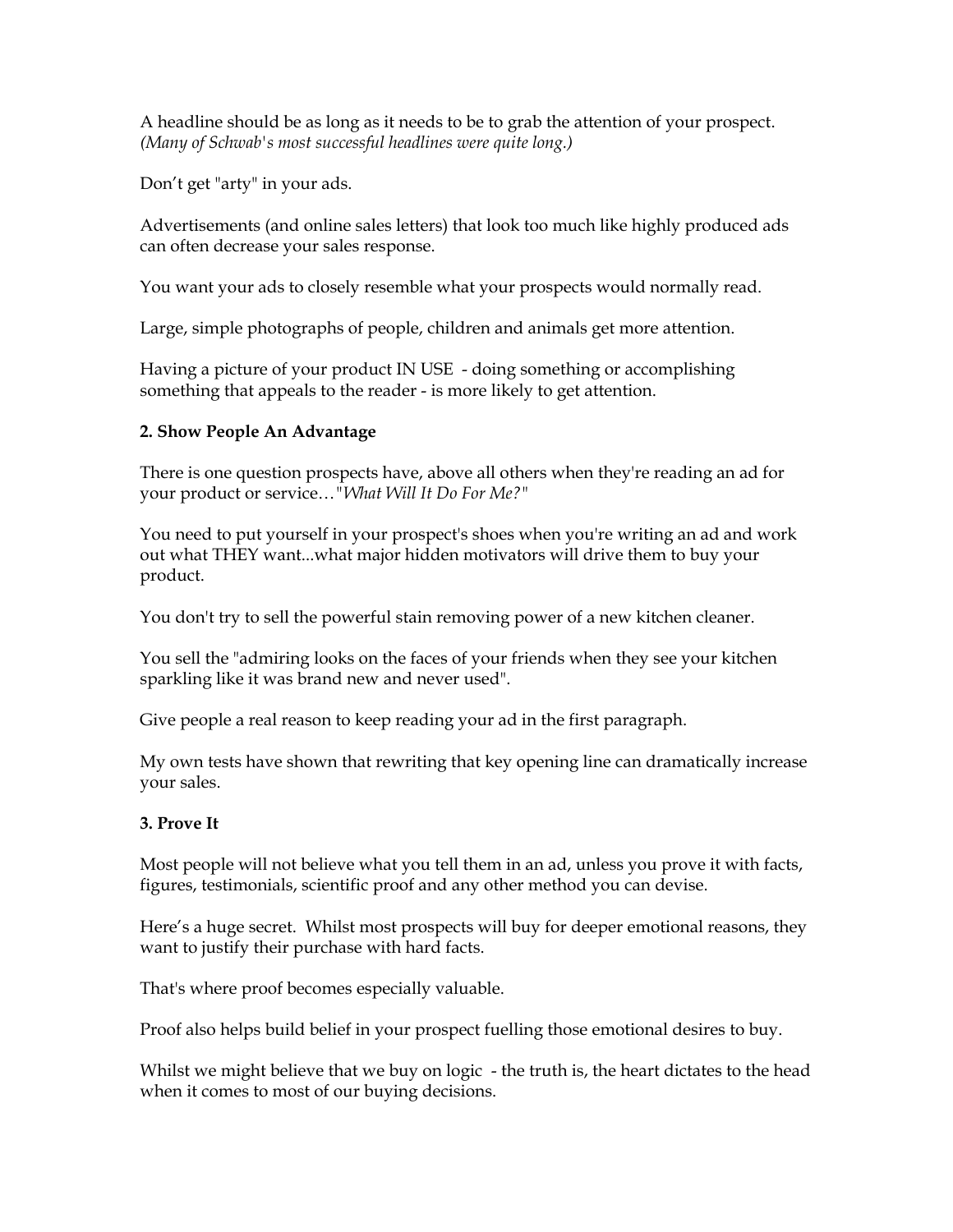A headline should be as long as it needs to be to grab the attention of your prospect. *(Many of Schwab's most successful headlines were quite long.)*

Don't get "arty" in your ads.

Advertisements (and online sales letters) that look too much like highly produced ads can often decrease your sales response.

You want your ads to closely resemble what your prospects would normally read.

Large, simple photographs of people, children and animals get more attention.

Having a picture of your product IN USE - doing something or accomplishing something that appeals to the reader - is more likely to get attention.

**2. Show People An Advantage**

There is one question prospects have, above all others when they're reading an ad for your product or service…"*What Will It Do For Me?*"

You need to put yourself in your prospect's shoes when you're writing an ad and work out what THEY want...what major hidden motivators will drive them to buy your product.

You don't try to sell the powerful stain removing power of a new kitchen cleaner.

You sell the "admiring looks on the faces of your friends when they see your kitchen sparkling like it was brand new and never used".

Give people a real reason to keep reading your ad in the first paragraph.

My own tests have shown that rewriting that key opening line can dramatically increase your sales.

**3. Prove It**

Most people will not believe what you tell them in an ad, unless you prove it with facts, figures, testimonials, scientific proof and any other method you can devise.

Here's a huge secret. Whilst most prospects will buy for deeper emotional reasons, they want to justify their purchase with hard facts.

That's where proof becomes especially valuable.

Proof also helps build belief in your prospect fuelling those emotional desires to buy.

Whilst we might believe that we buy on logic - the truth is, the heart dictates to the head when it comes to most of our buying decisions.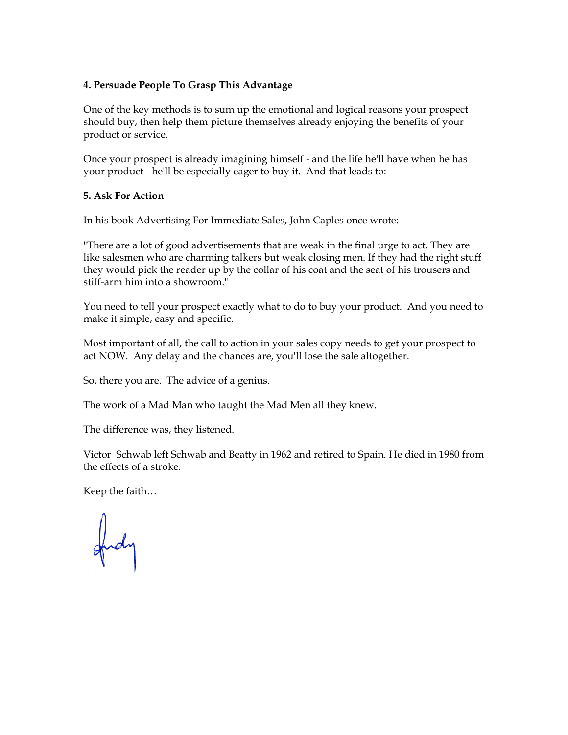**4. Persuade People To Grasp This Advantage**

One of the key methods is to sum up the emotional and logical reasons your prospect should buy, then help them picture themselves already enjoying the benefits of your product or service.

Once your prospect is already imagining himself - and the life he'll have when he has your product - he'll be especially eager to buy it. And that leads to:

**5. Ask For Action**

In his book Advertising For Immediate Sales, John Caples once wrote:

"There are a lot of good advertisements that are weak in the final urge to act. They are like salesmen who are charming talkers but weak closing men. If they had the right stuff they would pick the reader up by the collar of his coat and the seat of his trousers and stiff-arm him into a showroom."

You need to tell your prospect exactly what to do to buy your product. And you need to make it simple, easy and specific.

Most important of all, the call to action in your sales copy needs to get your prospect to act NOW. Any delay and the chances are, you'll lose the sale altogether.

So, there you are. The advice of a genius.

The work of a Mad Man who taught the Mad Men all they knew.

The difference was, they listened.

Victor Schwab left Schwab and Beatty in 1962 and retired to Spain. He died in 1980 from the effects of a stroke.

Keep the faith…

Andy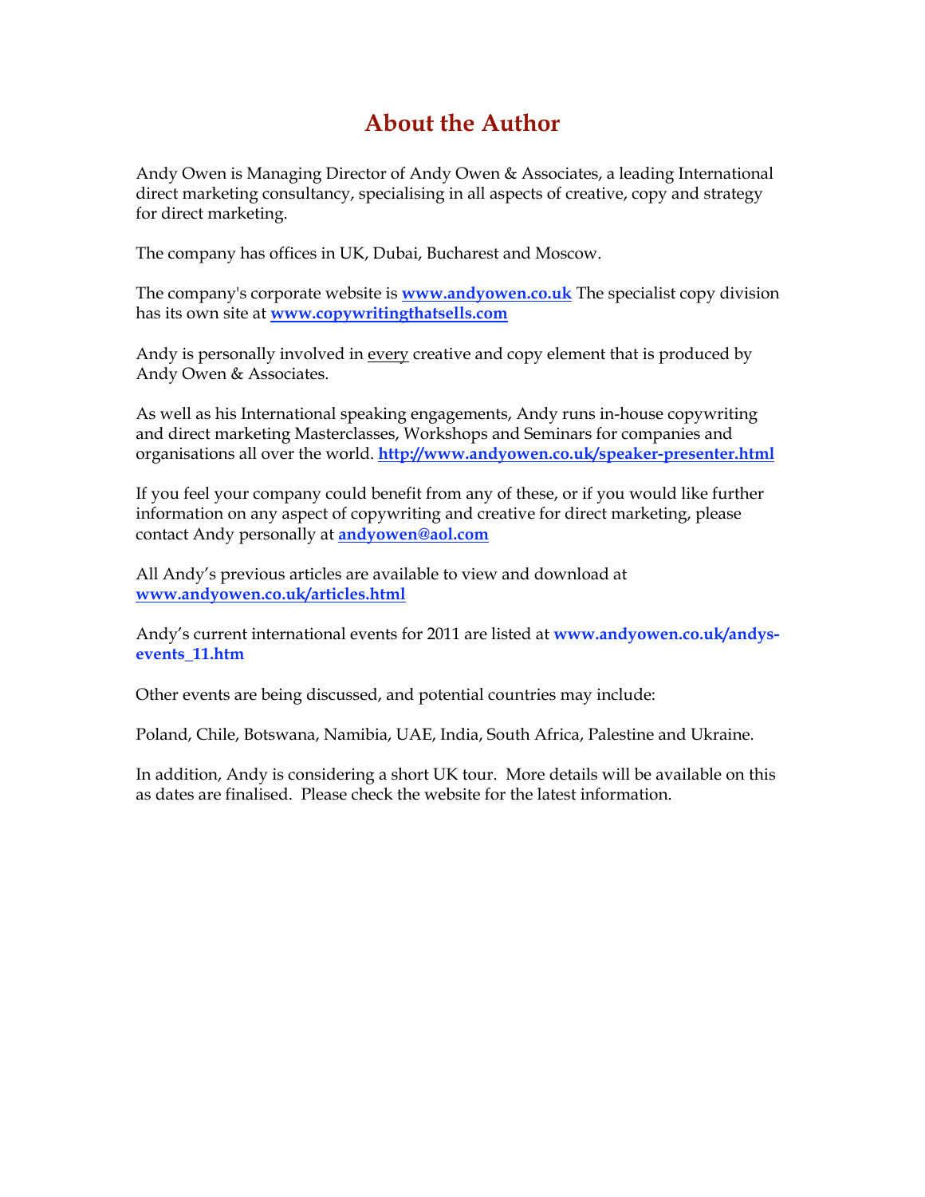# About the Author

Andy Owen is Managing Director of Andy Owen & Associates, a leading International direct marketing consultancy, specialising in all aspects of creative, copy and strategy for direct marketing.

The company has offices in UK, Dubai, Bucharest and Moscow.

The company's corporate website is **www.andyowen.co.uk** The specialist copy division has its own site at **www.copywritingthatsells.com**

Andy is personally involved in every creative and copy element that is produced by Andy Owen & Associates.

As well as his International speaking engagements, Andy runs in-house copywriting and direct marketing Masterclasses, Workshops and Seminars for companies and organisations all over the world. **http://www.andyowen.co.uk/speaker-presenter.html**

If you feel your company could benefit from any of these, or if you would like further information on any aspect of copywriting and creative for direct marketing, please contact Andy personally at **andyowen@aol.com**

All Andy's previous articles are available to view and download at **www.andyowen.co.uk/articles.html**

Andy's current international events for 2011 are listed at **www.andyowen.co.uk/andys-events_11.htm**

Other events are being discussed, and potential countries may include:

Poland, Chile, Botswana, Namibia, UAE, India, South Africa, Palestine and Ukraine.

In addition, Andy is considering a short UK tour. More details will be available on this as dates are finalised. Please check the website for the latest information.